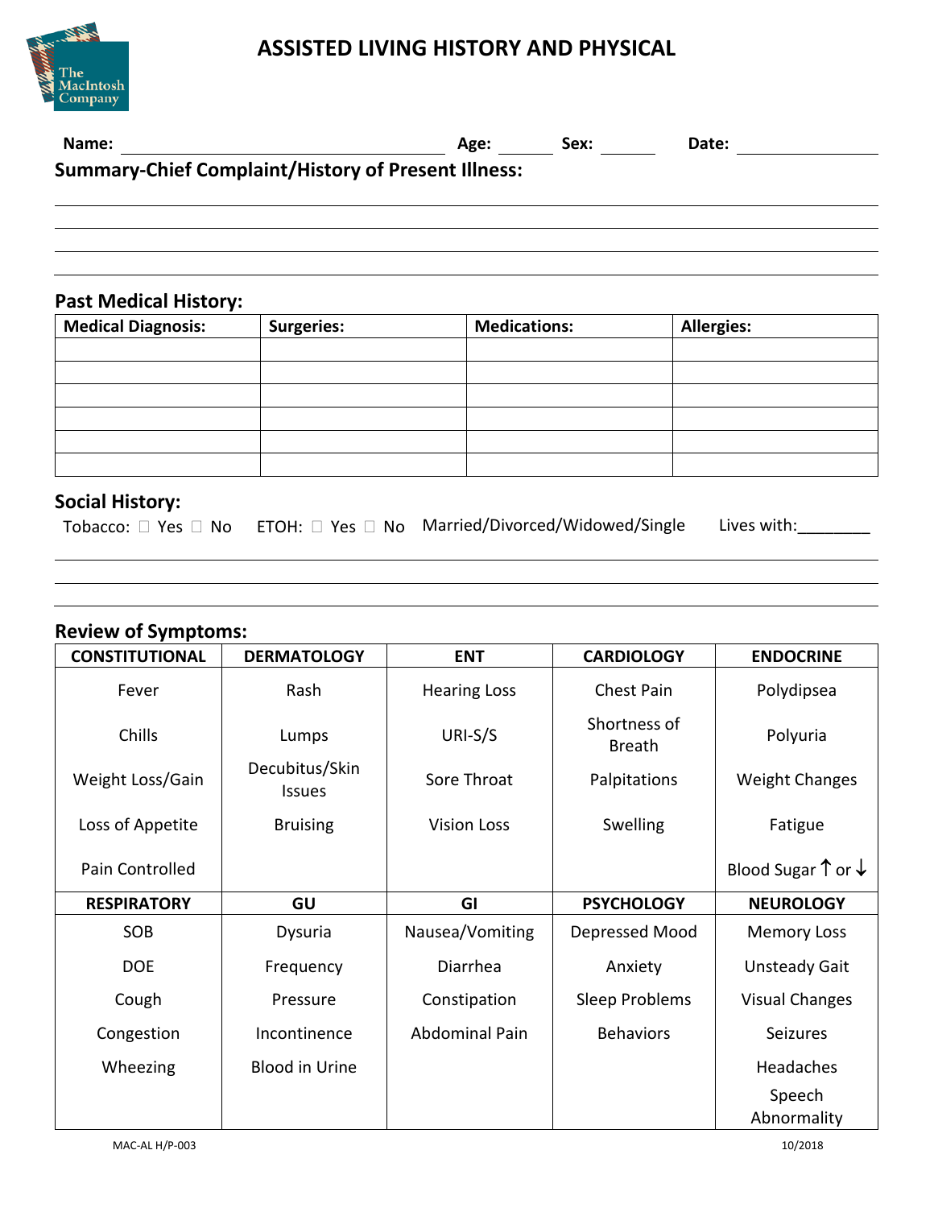# ASSISTED LIVING HISTORY AND PHYSICAL

The MacIntosh Company

**Name:** ______________________________ **Age:** ______ **Sex:** ______ **Date:** ______________

## Summary-Chief Complaint/History of Present Illness:

______________________________________________________________________________

______________________________________________________________________________

______________________________________________________________________________

______________________________________________________________________________

## Past Medical History:

| Medical Diagnosis: | Surgeries: | Medications: | Allergies: |
|---|---|---|---|
| | | | |
| | | | |
| | | | |
| | | | |
| | | | |
| | | | |

## Social History:

Tobacco: ☐ Yes ☐ No  ETOH: ☐ Yes ☐ No  Married/Divorced/Widowed/Single  Lives with:________

______________________________________________________________________________

______________________________________________________________________________

______________________________________________________________________________

## Review of Symptoms:

| CONSTITUTIONAL | DERMATOLOGY | ENT | CARDIOLOGY | ENDOCRINE |
|---|---|---|---|---|
| Fever | Rash | Hearing Loss | Chest Pain | Polydipsea |
| Chills | Lumps | URI-S/S | Shortness of Breath | Polyuria |
| Weight Loss/Gain | Decubitus/Skin Issues | Sore Throat | Palpitations | Weight Changes |
| Loss of Appetite | Bruising | Vision Loss | Swelling | Fatigue |
| Pain Controlled | | | | Blood Sugar ↑ or ↓ |
| **RESPIRATORY** | **GU** | **GI** | **PSYCHOLOGY** | **NEUROLOGY** |
| SOB | Dysuria | Nausea/Vomiting | Depressed Mood | Memory Loss |
| DOE | Frequency | Diarrhea | Anxiety | Unsteady Gait |
| Cough | Pressure | Constipation | Sleep Problems | Visual Changes |
| Congestion | Incontinence | Abdominal Pain | Behaviors | Seizures |
| Wheezing | Blood in Urine | | | Headaches |
| | | | | Speech Abnormality |

MAC-AL H/P-003  10/2018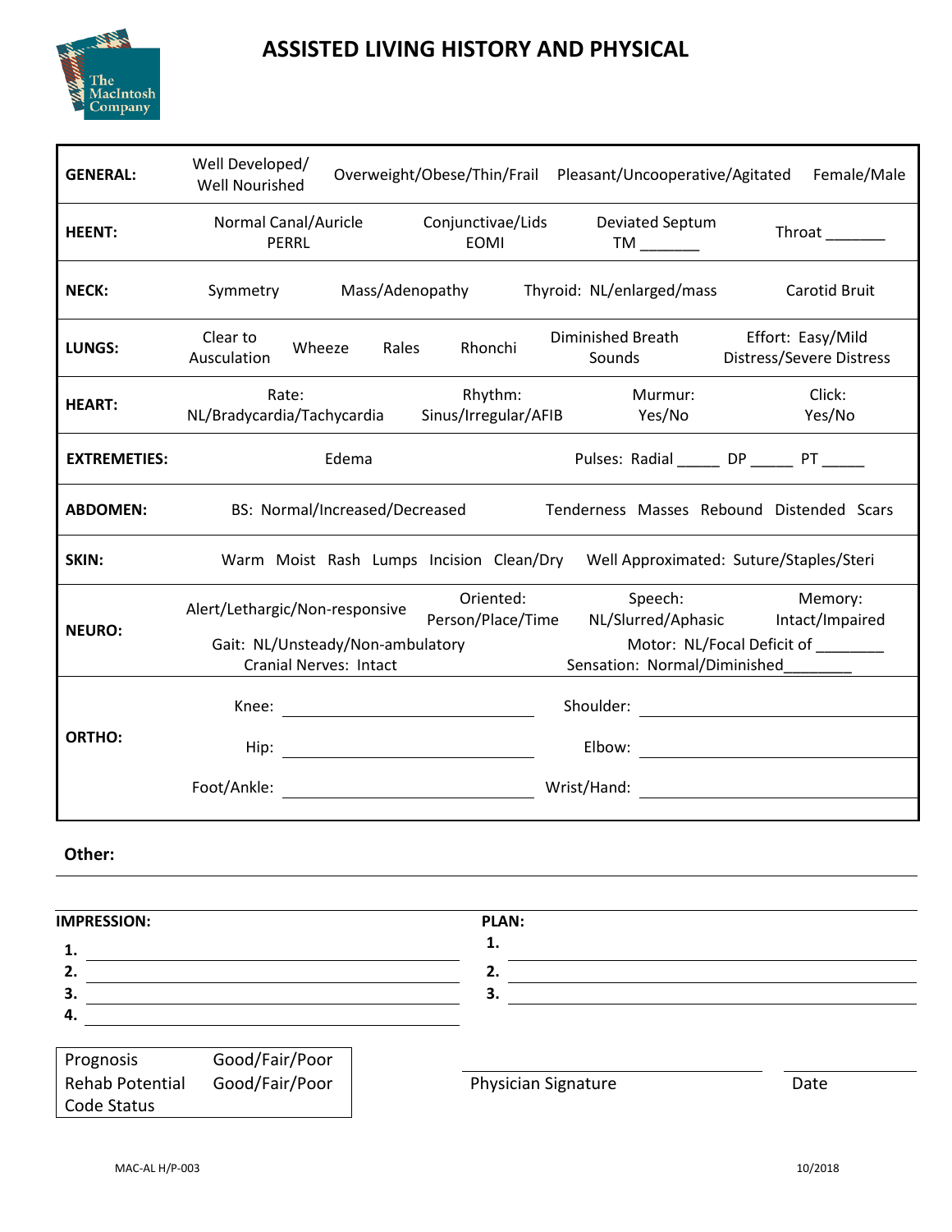The MacIntosh Company

# ASSISTED LIVING HISTORY AND PHYSICAL

| | | | | | | |
|---|---|---|---|---|---|---|
| **GENERAL:** | Well Developed/ Well Nourished | Overweight/Obese/Thin/Frail | Pleasant/Uncooperative/Agitated | Female/Male | | |
| **HEENT:** | Normal Canal/Auricle PERRL | Conjunctivae/Lids EOMI | Deviated Septum TM _______ | Throat _______ | | |
| **NECK:** | Symmetry | Mass/Adenopathy | Thyroid: NL/enlarged/mass | Carotid Bruit | | |
| **LUNGS:** | Clear to Ausculation | Wheeze | Rales | Rhonchi | Diminished Breath Sounds | Effort: Easy/Mild Distress/Severe Distress |
| **HEART:** | Rate: NL/Bradycardia/Tachycardia | Rhythm: Sinus/Irregular/AFIB | Murmur: Yes/No | Click: Yes/No | | |
| **EXTREMETIES:** | Edema | Pulses: Radial _____ DP _____ PT _____ | | | | |
| **ABDOMEN:** | BS: Normal/Increased/Decreased | Tenderness Masses Rebound Distended Scars | | | | |
| **SKIN:** | Warm Moist Rash Lumps Incision Clean/Dry | Well Approximated: Suture/Staples/Steri | | | | |
| **NEURO:** | Alert/Lethargic/Non-responsive | Oriented: Person/Place/Time | Speech: NL/Slurred/Aphasic | Memory: Intact/Impaired | | |
| | Gait: NL/Unsteady/Non-ambulatory<br>Cranial Nerves: Intact | Motor: NL/Focal Deficit of ________<br>Sensation: Normal/Diminished________ | | | | |
| **ORTHO:** | Knee: ____________________ | Shoulder: ____________________ | | | | |
| | Hip: ____________________ | Elbow: ____________________ | | | | |
| | Foot/Ankle: ____________________ | Wrist/Hand: ____________________ | | | | |

**Other:** ____________________________________________________________

| **IMPRESSION:** | **PLAN:** |
|---|---|
| **1.** ____________________ | **1.** ____________________ |
| **2.** ____________________ | **2.** ____________________ |
| **3.** ____________________ | **3.** ____________________ |
| **4.** ____________________ | |

| | |
|---|---|
| Prognosis | Good/Fair/Poor |
| Rehab Potential | Good/Fair/Poor |
| Code Status | |

____________________ Physician Signature ____________ Date

MAC-AL H/P-003 10/2018